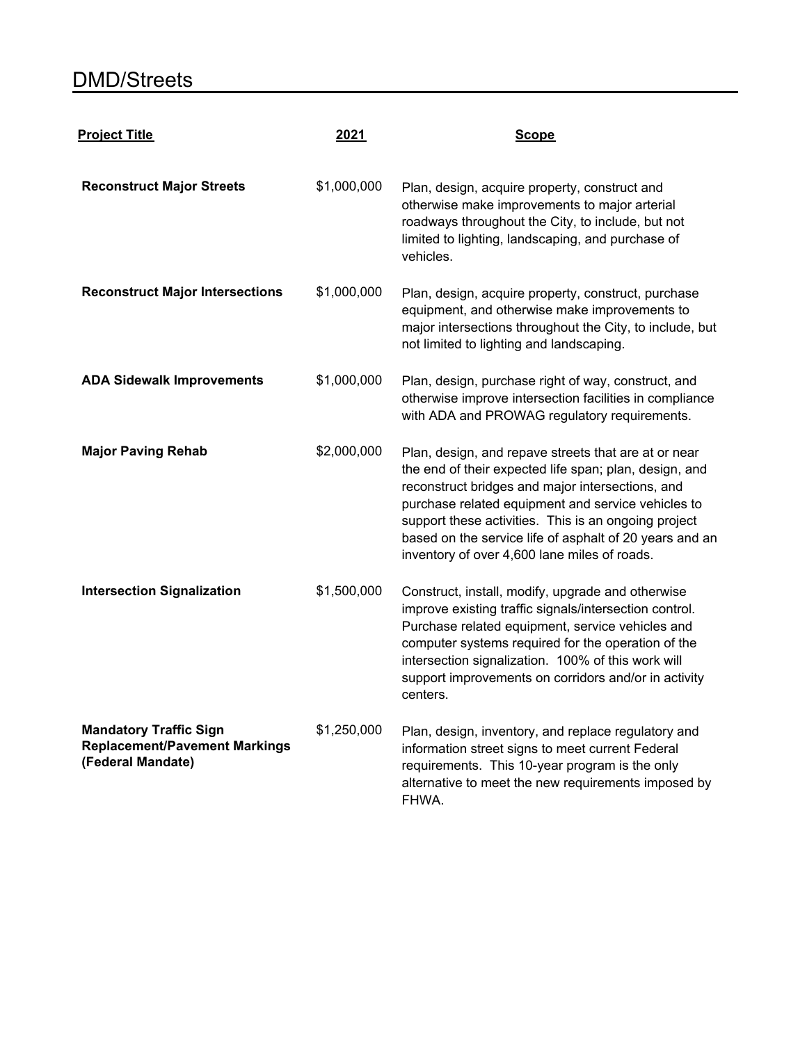# DMD/Streets

| Project Title | 2021 | Scope |
|---|---|---|
| **Reconstruct Major Streets** | $1,000,000 | Plan, design, acquire property, construct and otherwise make improvements to major arterial roadways throughout the City, to include, but not limited to lighting, landscaping, and purchase of vehicles. |
| **Reconstruct Major Intersections** | $1,000,000 | Plan, design, acquire property, construct, purchase equipment, and otherwise make improvements to major intersections throughout the City, to include, but not limited to lighting and landscaping. |
| **ADA Sidewalk Improvements** | $1,000,000 | Plan, design, purchase right of way, construct, and otherwise improve intersection facilities in compliance with ADA and PROWAG regulatory requirements. |
| **Major Paving Rehab** | $2,000,000 | Plan, design, and repave streets that are at or near the end of their expected life span; plan, design, and reconstruct bridges and major intersections, and purchase related equipment and service vehicles to support these activities. This is an ongoing project based on the service life of asphalt of 20 years and an inventory of over 4,600 lane miles of roads. |
| **Intersection Signalization** | $1,500,000 | Construct, install, modify, upgrade and otherwise improve existing traffic signals/intersection control. Purchase related equipment, service vehicles and computer systems required for the operation of the intersection signalization. 100% of this work will support improvements on corridors and/or in activity centers. |
| **Mandatory Traffic Sign Replacement/Pavement Markings (Federal Mandate)** | $1,250,000 | Plan, design, inventory, and replace regulatory and information street signs to meet current Federal requirements. This 10-year program is the only alternative to meet the new requirements imposed by FHWA. |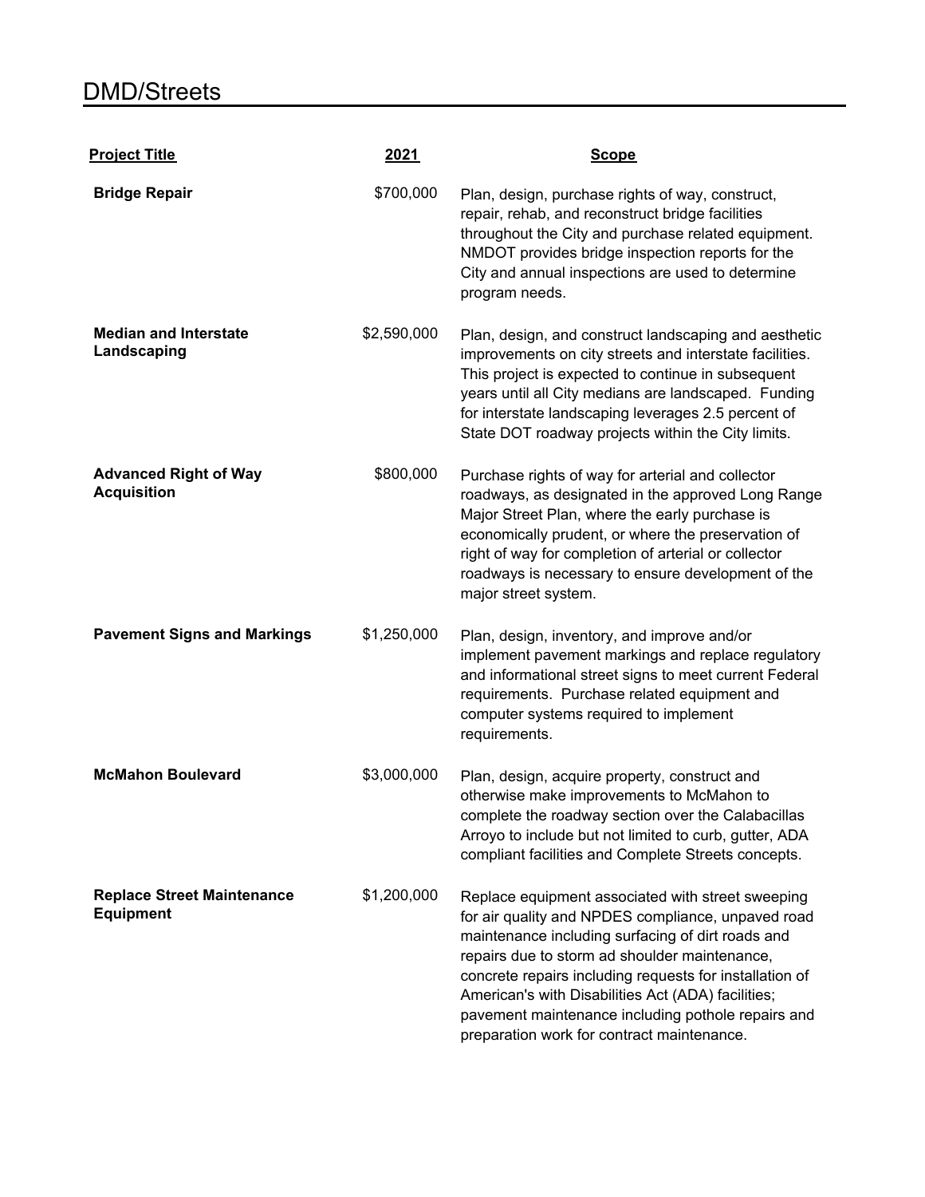# DMD/Streets

| Project Title | 2021 | Scope |
|---|---|---|
| **Bridge Repair** | $700,000 | Plan, design, purchase rights of way, construct, repair, rehab, and reconstruct bridge facilities throughout the City and purchase related equipment. NMDOT provides bridge inspection reports for the City and annual inspections are used to determine program needs. |
| **Median and Interstate Landscaping** | $2,590,000 | Plan, design, and construct landscaping and aesthetic improvements on city streets and interstate facilities. This project is expected to continue in subsequent years until all City medians are landscaped. Funding for interstate landscaping leverages 2.5 percent of State DOT roadway projects within the City limits. |
| **Advanced Right of Way Acquisition** | $800,000 | Purchase rights of way for arterial and collector roadways, as designated in the approved Long Range Major Street Plan, where the early purchase is economically prudent, or where the preservation of right of way for completion of arterial or collector roadways is necessary to ensure development of the major street system. |
| **Pavement Signs and Markings** | $1,250,000 | Plan, design, inventory, and improve and/or implement pavement markings and replace regulatory and informational street signs to meet current Federal requirements. Purchase related equipment and computer systems required to implement requirements. |
| **McMahon Boulevard** | $3,000,000 | Plan, design, acquire property, construct and otherwise make improvements to McMahon to complete the roadway section over the Calabacillas Arroyo to include but not limited to curb, gutter, ADA compliant facilities and Complete Streets concepts. |
| **Replace Street Maintenance Equipment** | $1,200,000 | Replace equipment associated with street sweeping for air quality and NPDES compliance, unpaved road maintenance including surfacing of dirt roads and repairs due to storm ad shoulder maintenance, concrete repairs including requests for installation of American's with Disabilities Act (ADA) facilities; pavement maintenance including pothole repairs and preparation work for contract maintenance. |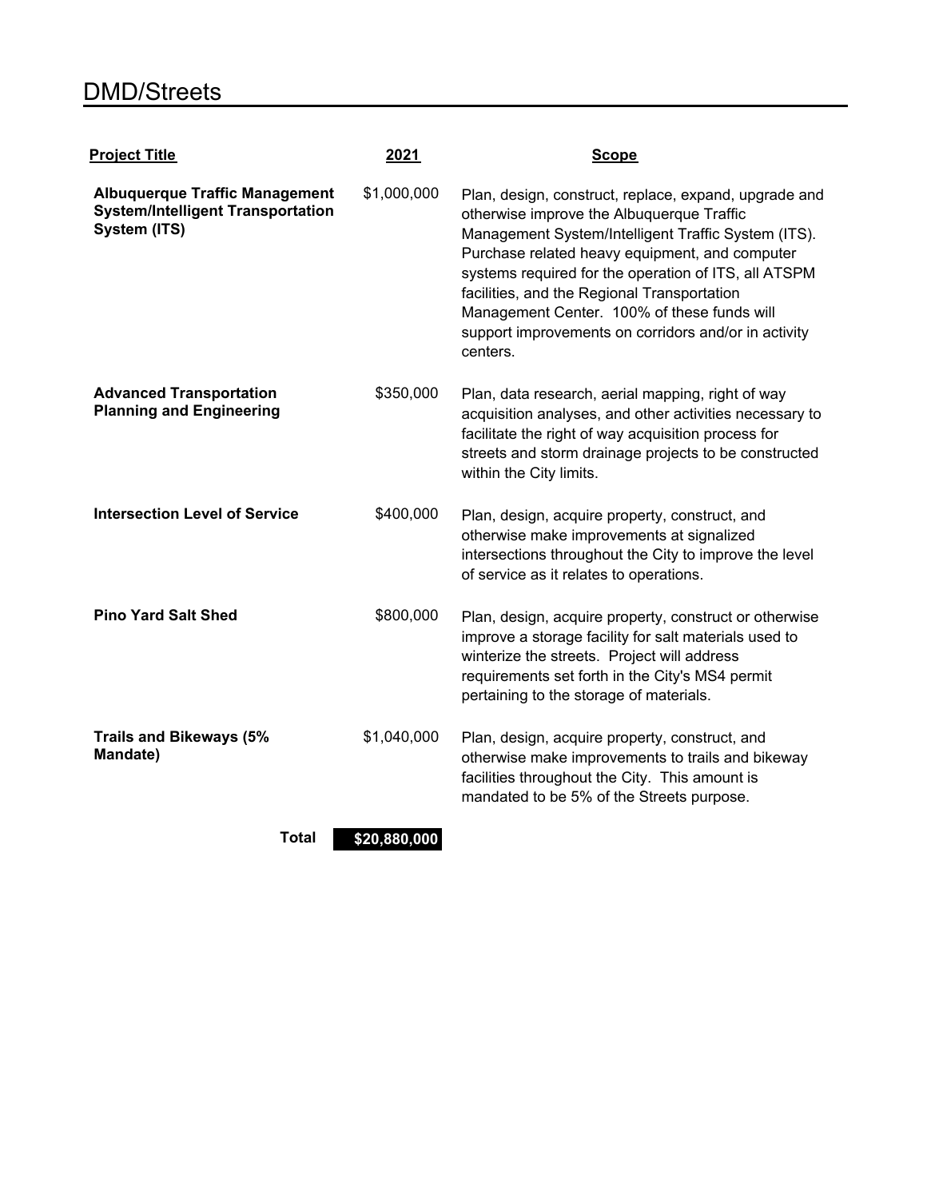# DMD/Streets

| Project Title | 2021 | Scope |
|---|---|---|
| **Albuquerque Traffic Management System/Intelligent Transportation System (ITS)** | $1,000,000 | Plan, design, construct, replace, expand, upgrade and otherwise improve the Albuquerque Traffic Management System/Intelligent Traffic System (ITS). Purchase related heavy equipment, and computer systems required for the operation of ITS, all ATSPM facilities, and the Regional Transportation Management Center. 100% of these funds will support improvements on corridors and/or in activity centers. |
| **Advanced Transportation Planning and Engineering** | $350,000 | Plan, data research, aerial mapping, right of way acquisition analyses, and other activities necessary to facilitate the right of way acquisition process for streets and storm drainage projects to be constructed within the City limits. |
| **Intersection Level of Service** | $400,000 | Plan, design, acquire property, construct, and otherwise make improvements at signalized intersections throughout the City to improve the level of service as it relates to operations. |
| **Pino Yard Salt Shed** | $800,000 | Plan, design, acquire property, construct or otherwise improve a storage facility for salt materials used to winterize the streets. Project will address requirements set forth in the City's MS4 permit pertaining to the storage of materials. |
| **Trails and Bikeways (5% Mandate)** | $1,040,000 | Plan, design, acquire property, construct, and otherwise make improvements to trails and bikeway facilities throughout the City. This amount is mandated to be 5% of the Streets purpose. |
| **Total** | **$20,880,000** | |